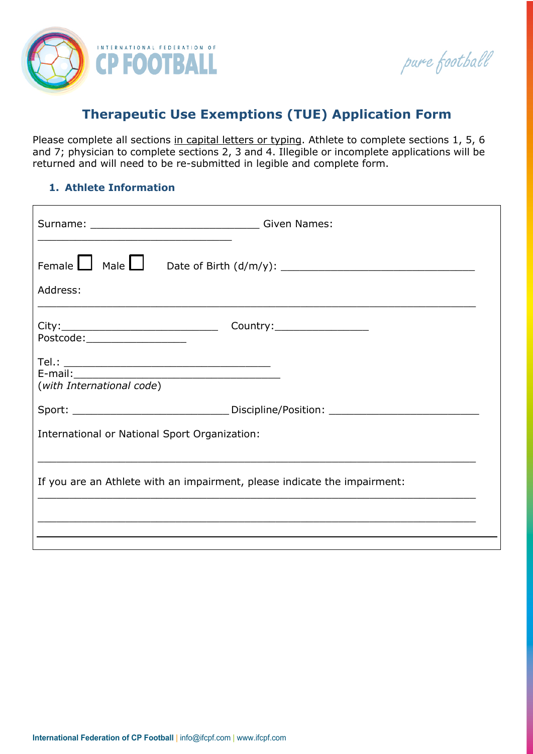INTERNATIONAL FEDERATION OF **CP FOOTBALL**

*pure football*

# Therapeutic Use Exemptions (TUE) Application Form

Please complete all sections in capital letters or typing. Athlete to complete sections 1, 5, 6 and 7; physician to complete sections 2, 3 and 4. Illegible or incomplete applications will be returned and will need to be re-submitted in legible and complete form.

## 1. Athlete Information

Surname: ___________________________ Given Names: ______________________________

Female ☐ Male ☐ Date of Birth (d/m/y): ______________________________

Address: ______________________________________________________________________

City: _________________________ Country: _______________
Postcode: ________________

Tel.: ________________________________
E-mail: ________________________________
(*with International code*)

Sport: ________________________ Discipline/Position: ________________________

International or National Sport Organization:

______________________________________________________________________

If you are an Athlete with an impairment, please indicate the impairment:

______________________________________________________________________

______________________________________________________________________

International Federation of CP Football | info@ifcpf.com | www.ifcpf.com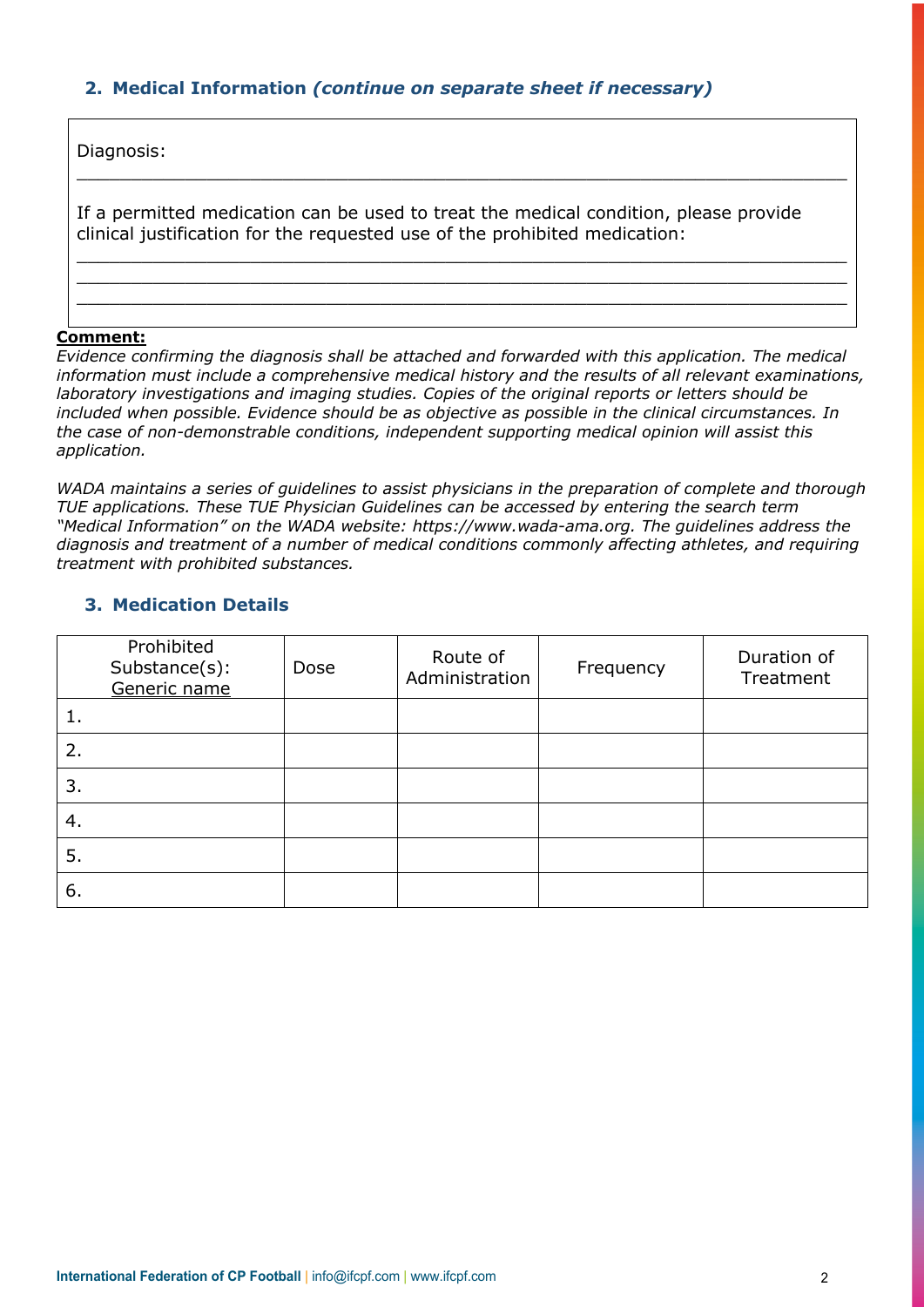## 2. Medical Information *(continue on separate sheet if necessary)*

Diagnosis:

\_\_\_\_\_\_\_\_\_\_\_\_\_\_\_\_\_\_\_\_\_\_\_\_\_\_\_\_\_\_\_\_\_\_\_\_\_\_\_\_\_\_\_\_\_\_\_\_\_\_\_\_\_\_\_\_\_\_\_\_\_\_\_\_\_\_\_\_

If a permitted medication can be used to treat the medical condition, please provide clinical justification for the requested use of the prohibited medication:

\_\_\_\_\_\_\_\_\_\_\_\_\_\_\_\_\_\_\_\_\_\_\_\_\_\_\_\_\_\_\_\_\_\_\_\_\_\_\_\_\_\_\_\_\_\_\_\_\_\_\_\_\_\_\_\_\_\_\_\_\_\_\_\_\_\_\_\_
\_\_\_\_\_\_\_\_\_\_\_\_\_\_\_\_\_\_\_\_\_\_\_\_\_\_\_\_\_\_\_\_\_\_\_\_\_\_\_\_\_\_\_\_\_\_\_\_\_\_\_\_\_\_\_\_\_\_\_\_\_\_\_\_\_\_\_\_
\_\_\_\_\_\_\_\_\_\_\_\_\_\_\_\_\_\_\_\_\_\_\_\_\_\_\_\_\_\_\_\_\_\_\_\_\_\_\_\_\_\_\_\_\_\_\_\_\_\_\_\_\_\_\_\_\_\_\_\_\_\_\_\_\_\_\_\_

**Comment:**

*Evidence confirming the diagnosis shall be attached and forwarded with this application. The medical information must include a comprehensive medical history and the results of all relevant examinations, laboratory investigations and imaging studies. Copies of the original reports or letters should be included when possible. Evidence should be as objective as possible in the clinical circumstances. In the case of non-demonstrable conditions, independent supporting medical opinion will assist this application.*

*WADA maintains a series of guidelines to assist physicians in the preparation of complete and thorough TUE applications. These TUE Physician Guidelines can be accessed by entering the search term "Medical Information" on the WADA website: https://www.wada-ama.org. The guidelines address the diagnosis and treatment of a number of medical conditions commonly affecting athletes, and requiring treatment with prohibited substances.*

## 3. Medication Details

| Prohibited Substance(s): Generic name | Dose | Route of Administration | Frequency | Duration of Treatment |
|---|---|---|---|---|
| 1. | | | | |
| 2. | | | | |
| 3. | | | | |
| 4. | | | | |
| 5. | | | | |
| 6. | | | | |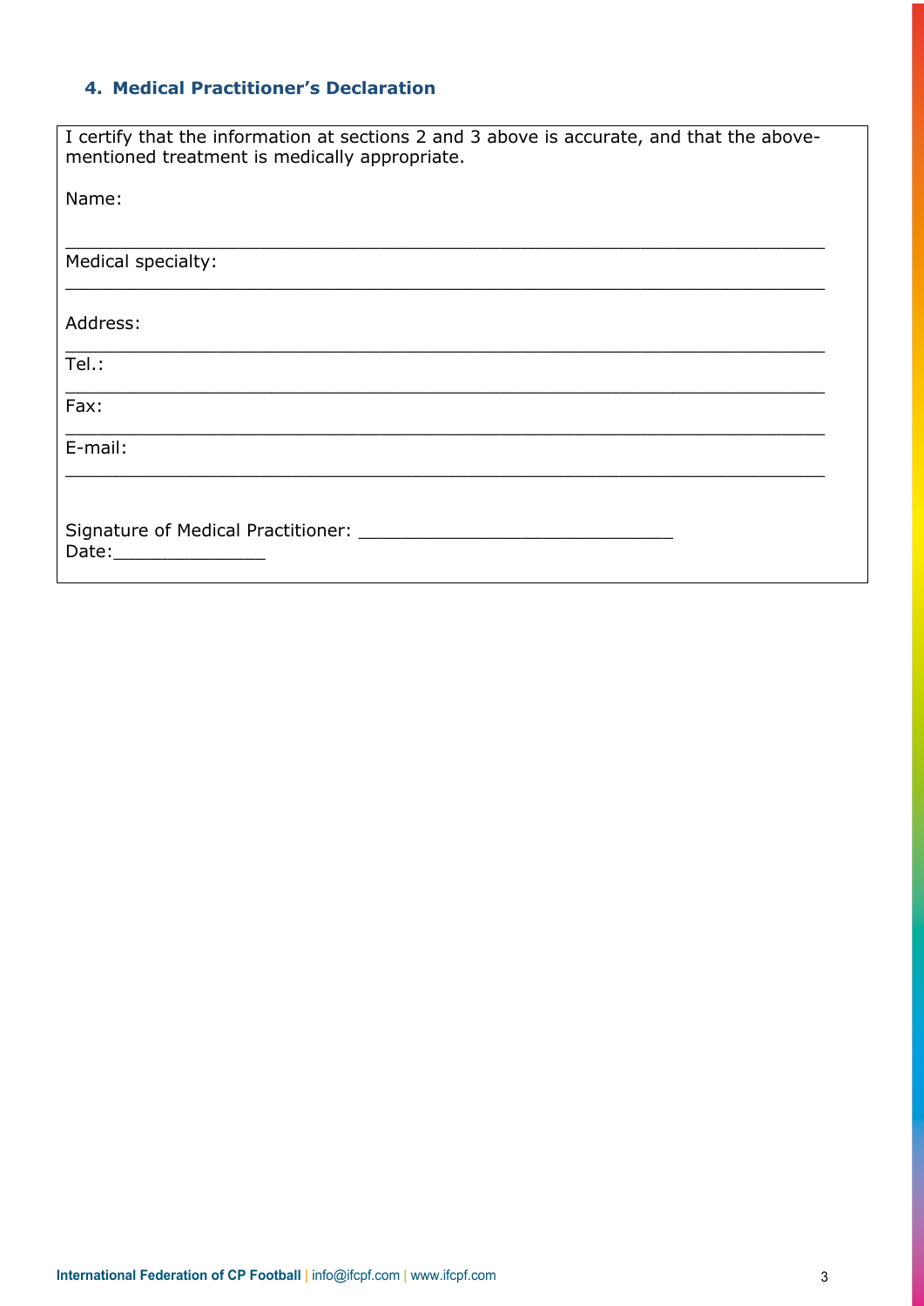## 4. Medical Practitioner's Declaration

I certify that the information at sections 2 and 3 above is accurate, and that the above-mentioned treatment is medically appropriate.

Name:

_______________________________________________________________

Medical specialty:

_______________________________________________________________

Address:

_______________________________________________________________

Tel.:

_______________________________________________________________

Fax:

_______________________________________________________________

E-mail:

_______________________________________________________________

Signature of Medical Practitioner: ____________________________

Date:______________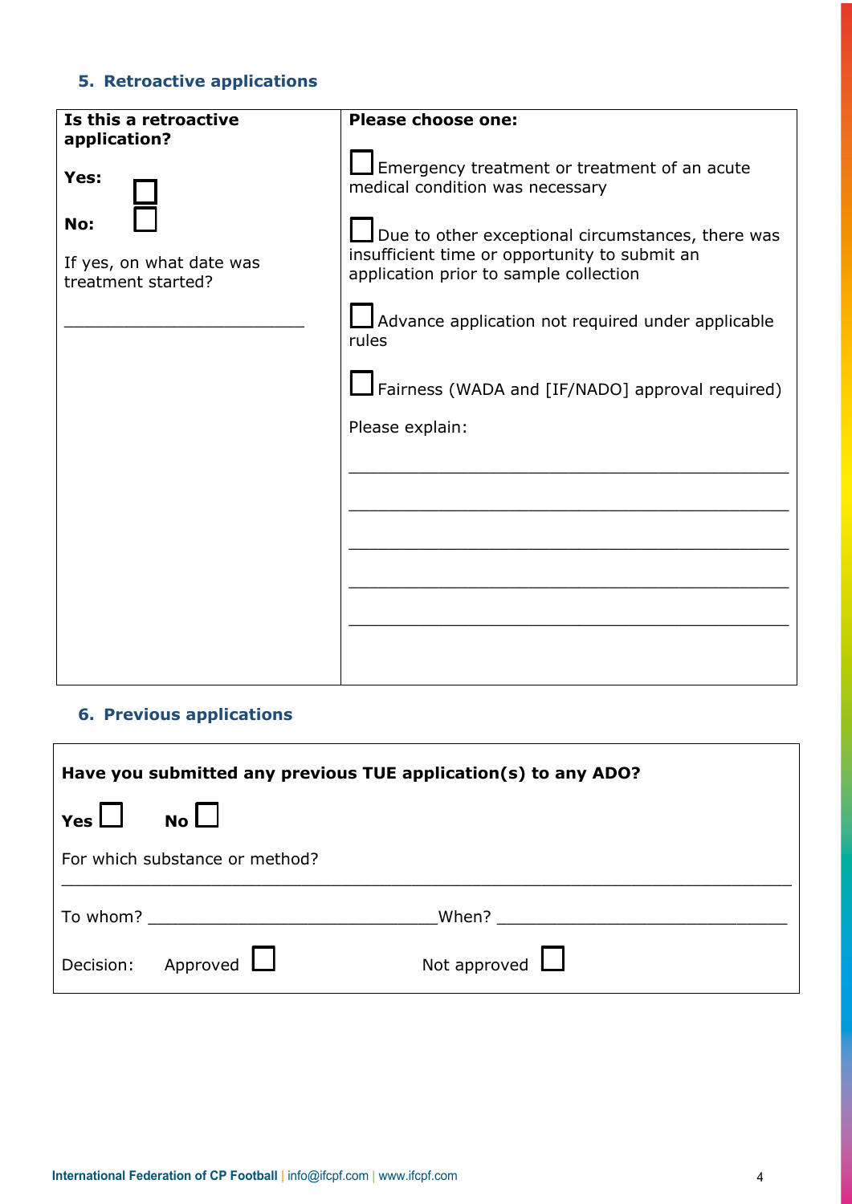## 5. Retroactive applications

| **Is this a retroactive application?** | **Please choose one:** |
| --- | --- |
| **Yes:** ☐<br>**No:** ☐<br><br>If yes, on what date was treatment started?<br><br>________________________ | ☐ Emergency treatment or treatment of an acute medical condition was necessary<br><br>☐ Due to other exceptional circumstances, there was insufficient time or opportunity to submit an application prior to sample collection<br><br>☐ Advance application not required under applicable rules<br><br>☐ Fairness (WADA and [IF/NADO] approval required)<br><br>Please explain:<br><br>____________________________________________<br>____________________________________________<br>____________________________________________<br>____________________________________________<br>____________________________________________ |

## 6. Previous applications

**Have you submitted any previous TUE application(s) to any ADO?**

**Yes** ☐ **No** ☐

For which substance or method?

______________________________________________________________________

To whom? ____________________________ When? ____________________________

Decision: Approved ☐ Not approved ☐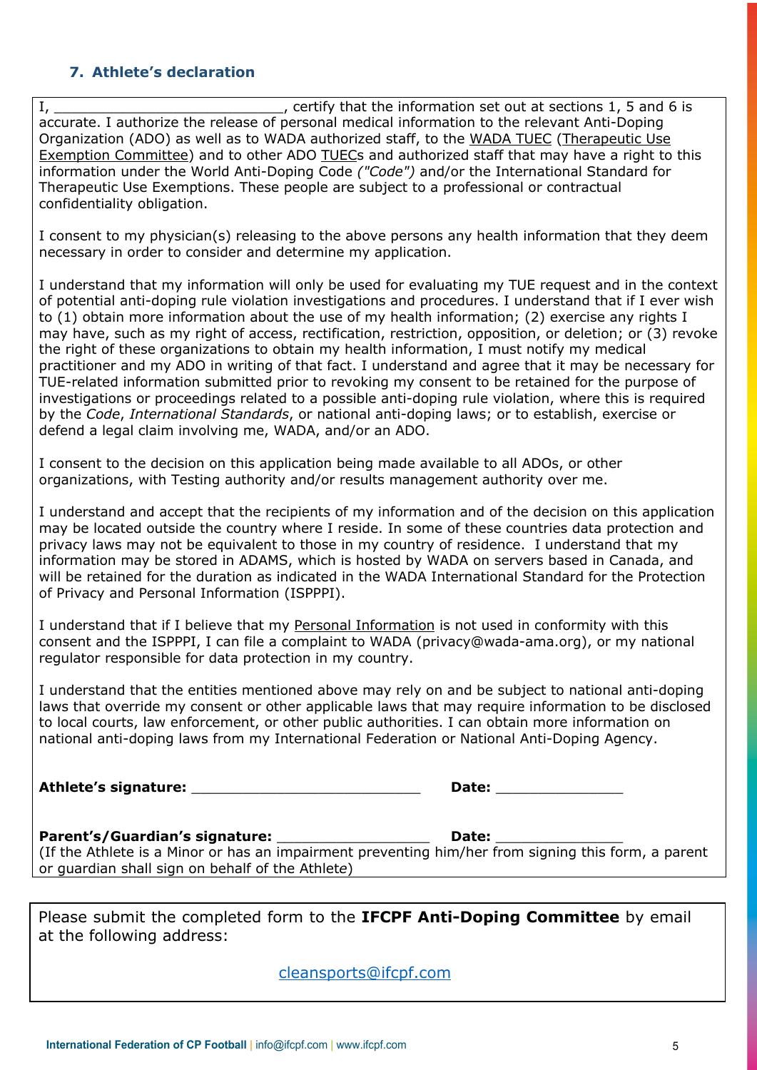## 7. Athlete's declaration

I, ___________________________, certify that the information set out at sections 1, 5 and 6 is accurate. I authorize the release of personal medical information to the relevant Anti-Doping Organization (ADO) as well as to WADA authorized staff, to the WADA TUEC (Therapeutic Use Exemption Committee) and to other ADO TUECs and authorized staff that may have a right to this information under the World Anti-Doping Code *("Code")* and/or the International Standard for Therapeutic Use Exemptions. These people are subject to a professional or contractual confidentiality obligation.

I consent to my physician(s) releasing to the above persons any health information that they deem necessary in order to consider and determine my application.

I understand that my information will only be used for evaluating my TUE request and in the context of potential anti-doping rule violation investigations and procedures. I understand that if I ever wish to (1) obtain more information about the use of my health information; (2) exercise any rights I may have, such as my right of access, rectification, restriction, opposition, or deletion; or (3) revoke the right of these organizations to obtain my health information, I must notify my medical practitioner and my ADO in writing of that fact. I understand and agree that it may be necessary for TUE-related information submitted prior to revoking my consent to be retained for the purpose of investigations or proceedings related to a possible anti-doping rule violation, where this is required by the *Code*, *International Standards*, or national anti-doping laws; or to establish, exercise or defend a legal claim involving me, WADA, and/or an ADO.

I consent to the decision on this application being made available to all ADOs, or other organizations, with Testing authority and/or results management authority over me.

I understand and accept that the recipients of my information and of the decision on this application may be located outside the country where I reside. In some of these countries data protection and privacy laws may not be equivalent to those in my country of residence. I understand that my information may be stored in ADAMS, which is hosted by WADA on servers based in Canada, and will be retained for the duration as indicated in the WADA International Standard for the Protection of Privacy and Personal Information (ISPPPI).

I understand that if I believe that my Personal Information is not used in conformity with this consent and the ISPPPI, I can file a complaint to WADA (privacy@wada-ama.org), or my national regulator responsible for data protection in my country.

I understand that the entities mentioned above may rely on and be subject to national anti-doping laws that override my consent or other applicable laws that may require information to be disclosed to local courts, law enforcement, or other public authorities. I can obtain more information on national anti-doping laws from my International Federation or National Anti-Doping Agency.

**Athlete's signature:** ___________________________ **Date:** _______________

**Parent's/Guardian's signature:** _________________ **Date:** _______________

(If the Athlete is a Minor or has an impairment preventing him/her from signing this form, a parent or guardian shall sign on behalf of the Athlete)

Please submit the completed form to the **IFCPF Anti-Doping Committee** by email at the following address:

cleansports@ifcpf.com